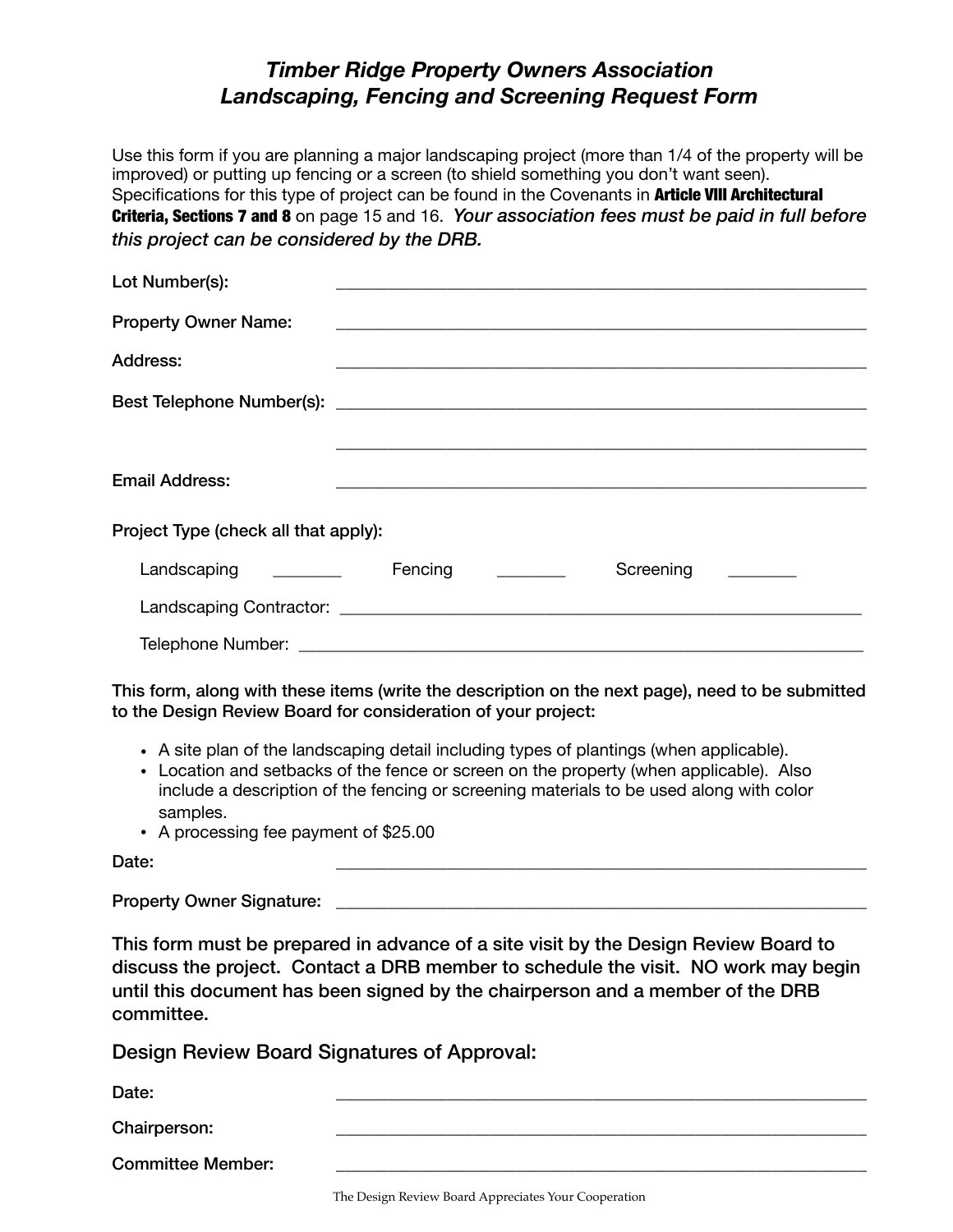# *Timber Ridge Property Owners Association*
# *Landscaping, Fencing and Screening Request Form*

Use this form if you are planning a major landscaping project (more than 1/4 of the property will be improved) or putting up fencing or a screen (to shield something you don't want seen). Specifications for this type of project can be found in the Covenants in **Article VIII Architectural Criteria, Sections 7 and 8** on page 15 and 16. *Your association fees must be paid in full before this project can be considered by the DRB.*

**Lot Number(s):** ____________________________________________

**Property Owner Name:** ____________________________________________

**Address:** ____________________________________________

**Best Telephone Number(s):** ____________________________________________

____________________________________________

**Email Address:** ____________________________________________

**Project Type (check all that apply):**

Landscaping ________ Fencing ________ Screening ________

Landscaping Contractor: ____________________________________________

Telephone Number: ____________________________________________

**This form, along with these items (write the description on the next page), need to be submitted to the Design Review Board for consideration of your project:**

- A site plan of the landscaping detail including types of plantings (when applicable).
- Location and setbacks of the fence or screen on the property (when applicable). Also include a description of the fencing or screening materials to be used along with color samples.
- A processing fee payment of $25.00

**Date:** ____________________________________________

**Property Owner Signature:** ____________________________________________

**This form must be prepared in advance of a site visit by the Design Review Board to discuss the project. Contact a DRB member to schedule the visit. NO work may begin until this document has been signed by the chairperson and a member of the DRB committee.**

## Design Review Board Signatures of Approval:

**Date:** ____________________________________________

**Chairperson:** ____________________________________________

**Committee Member:** ____________________________________________

The Design Review Board Appreciates Your Cooperation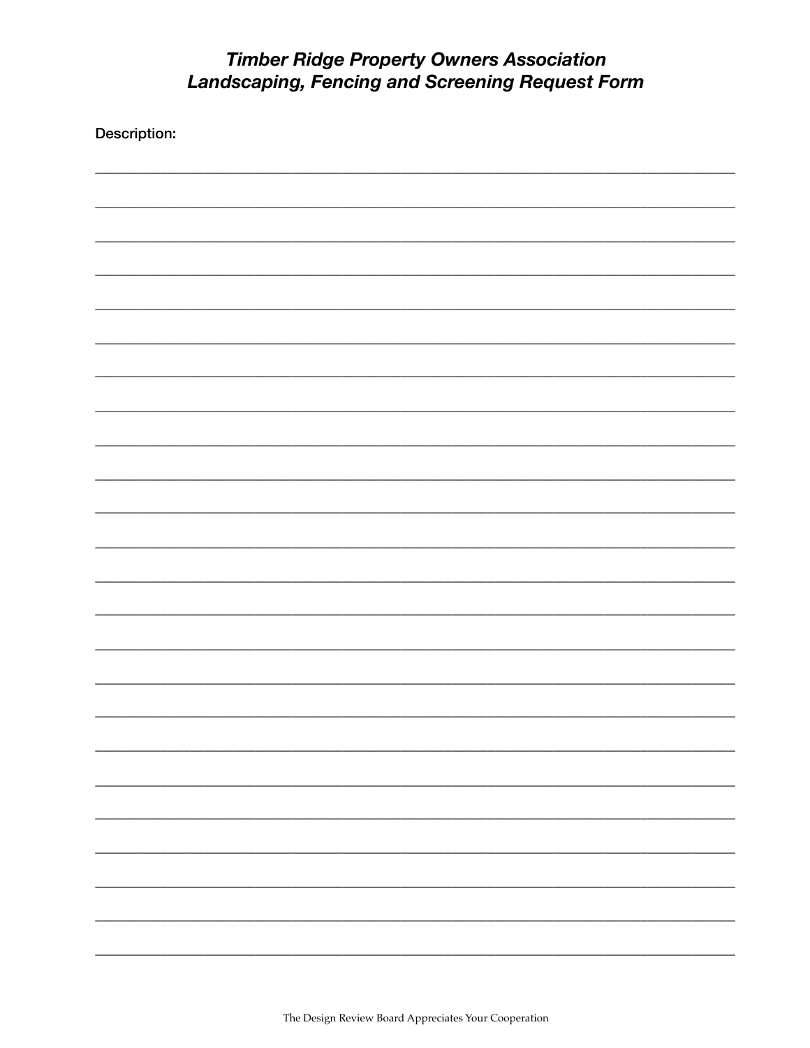# *Timber Ridge Property Owners Association*
# *Landscaping, Fencing and Screening Request Form*

**Description:**

\_\_\_\_\_\_\_\_\_\_\_\_\_\_\_\_\_\_\_\_\_\_\_\_\_\_\_\_\_\_\_\_\_\_\_\_\_\_\_\_\_\_\_\_\_\_\_\_\_\_\_\_\_\_\_\_\_\_\_\_\_\_\_\_\_\_\_\_\_\_\_\_\_\_

\_\_\_\_\_\_\_\_\_\_\_\_\_\_\_\_\_\_\_\_\_\_\_\_\_\_\_\_\_\_\_\_\_\_\_\_\_\_\_\_\_\_\_\_\_\_\_\_\_\_\_\_\_\_\_\_\_\_\_\_\_\_\_\_\_\_\_\_\_\_\_\_\_\_

\_\_\_\_\_\_\_\_\_\_\_\_\_\_\_\_\_\_\_\_\_\_\_\_\_\_\_\_\_\_\_\_\_\_\_\_\_\_\_\_\_\_\_\_\_\_\_\_\_\_\_\_\_\_\_\_\_\_\_\_\_\_\_\_\_\_\_\_\_\_\_\_\_\_

\_\_\_\_\_\_\_\_\_\_\_\_\_\_\_\_\_\_\_\_\_\_\_\_\_\_\_\_\_\_\_\_\_\_\_\_\_\_\_\_\_\_\_\_\_\_\_\_\_\_\_\_\_\_\_\_\_\_\_\_\_\_\_\_\_\_\_\_\_\_\_\_\_\_

\_\_\_\_\_\_\_\_\_\_\_\_\_\_\_\_\_\_\_\_\_\_\_\_\_\_\_\_\_\_\_\_\_\_\_\_\_\_\_\_\_\_\_\_\_\_\_\_\_\_\_\_\_\_\_\_\_\_\_\_\_\_\_\_\_\_\_\_\_\_\_\_\_\_

\_\_\_\_\_\_\_\_\_\_\_\_\_\_\_\_\_\_\_\_\_\_\_\_\_\_\_\_\_\_\_\_\_\_\_\_\_\_\_\_\_\_\_\_\_\_\_\_\_\_\_\_\_\_\_\_\_\_\_\_\_\_\_\_\_\_\_\_\_\_\_\_\_\_

\_\_\_\_\_\_\_\_\_\_\_\_\_\_\_\_\_\_\_\_\_\_\_\_\_\_\_\_\_\_\_\_\_\_\_\_\_\_\_\_\_\_\_\_\_\_\_\_\_\_\_\_\_\_\_\_\_\_\_\_\_\_\_\_\_\_\_\_\_\_\_\_\_\_

\_\_\_\_\_\_\_\_\_\_\_\_\_\_\_\_\_\_\_\_\_\_\_\_\_\_\_\_\_\_\_\_\_\_\_\_\_\_\_\_\_\_\_\_\_\_\_\_\_\_\_\_\_\_\_\_\_\_\_\_\_\_\_\_\_\_\_\_\_\_\_\_\_\_

\_\_\_\_\_\_\_\_\_\_\_\_\_\_\_\_\_\_\_\_\_\_\_\_\_\_\_\_\_\_\_\_\_\_\_\_\_\_\_\_\_\_\_\_\_\_\_\_\_\_\_\_\_\_\_\_\_\_\_\_\_\_\_\_\_\_\_\_\_\_\_\_\_\_

\_\_\_\_\_\_\_\_\_\_\_\_\_\_\_\_\_\_\_\_\_\_\_\_\_\_\_\_\_\_\_\_\_\_\_\_\_\_\_\_\_\_\_\_\_\_\_\_\_\_\_\_\_\_\_\_\_\_\_\_\_\_\_\_\_\_\_\_\_\_\_\_\_\_

\_\_\_\_\_\_\_\_\_\_\_\_\_\_\_\_\_\_\_\_\_\_\_\_\_\_\_\_\_\_\_\_\_\_\_\_\_\_\_\_\_\_\_\_\_\_\_\_\_\_\_\_\_\_\_\_\_\_\_\_\_\_\_\_\_\_\_\_\_\_\_\_\_\_

\_\_\_\_\_\_\_\_\_\_\_\_\_\_\_\_\_\_\_\_\_\_\_\_\_\_\_\_\_\_\_\_\_\_\_\_\_\_\_\_\_\_\_\_\_\_\_\_\_\_\_\_\_\_\_\_\_\_\_\_\_\_\_\_\_\_\_\_\_\_\_\_\_\_

\_\_\_\_\_\_\_\_\_\_\_\_\_\_\_\_\_\_\_\_\_\_\_\_\_\_\_\_\_\_\_\_\_\_\_\_\_\_\_\_\_\_\_\_\_\_\_\_\_\_\_\_\_\_\_\_\_\_\_\_\_\_\_\_\_\_\_\_\_\_\_\_\_\_

\_\_\_\_\_\_\_\_\_\_\_\_\_\_\_\_\_\_\_\_\_\_\_\_\_\_\_\_\_\_\_\_\_\_\_\_\_\_\_\_\_\_\_\_\_\_\_\_\_\_\_\_\_\_\_\_\_\_\_\_\_\_\_\_\_\_\_\_\_\_\_\_\_\_

\_\_\_\_\_\_\_\_\_\_\_\_\_\_\_\_\_\_\_\_\_\_\_\_\_\_\_\_\_\_\_\_\_\_\_\_\_\_\_\_\_\_\_\_\_\_\_\_\_\_\_\_\_\_\_\_\_\_\_\_\_\_\_\_\_\_\_\_\_\_\_\_\_\_

\_\_\_\_\_\_\_\_\_\_\_\_\_\_\_\_\_\_\_\_\_\_\_\_\_\_\_\_\_\_\_\_\_\_\_\_\_\_\_\_\_\_\_\_\_\_\_\_\_\_\_\_\_\_\_\_\_\_\_\_\_\_\_\_\_\_\_\_\_\_\_\_\_\_

\_\_\_\_\_\_\_\_\_\_\_\_\_\_\_\_\_\_\_\_\_\_\_\_\_\_\_\_\_\_\_\_\_\_\_\_\_\_\_\_\_\_\_\_\_\_\_\_\_\_\_\_\_\_\_\_\_\_\_\_\_\_\_\_\_\_\_\_\_\_\_\_\_\_

\_\_\_\_\_\_\_\_\_\_\_\_\_\_\_\_\_\_\_\_\_\_\_\_\_\_\_\_\_\_\_\_\_\_\_\_\_\_\_\_\_\_\_\_\_\_\_\_\_\_\_\_\_\_\_\_\_\_\_\_\_\_\_\_\_\_\_\_\_\_\_\_\_\_

\_\_\_\_\_\_\_\_\_\_\_\_\_\_\_\_\_\_\_\_\_\_\_\_\_\_\_\_\_\_\_\_\_\_\_\_\_\_\_\_\_\_\_\_\_\_\_\_\_\_\_\_\_\_\_\_\_\_\_\_\_\_\_\_\_\_\_\_\_\_\_\_\_\_

\_\_\_\_\_\_\_\_\_\_\_\_\_\_\_\_\_\_\_\_\_\_\_\_\_\_\_\_\_\_\_\_\_\_\_\_\_\_\_\_\_\_\_\_\_\_\_\_\_\_\_\_\_\_\_\_\_\_\_\_\_\_\_\_\_\_\_\_\_\_\_\_\_\_

\_\_\_\_\_\_\_\_\_\_\_\_\_\_\_\_\_\_\_\_\_\_\_\_\_\_\_\_\_\_\_\_\_\_\_\_\_\_\_\_\_\_\_\_\_\_\_\_\_\_\_\_\_\_\_\_\_\_\_\_\_\_\_\_\_\_\_\_\_\_\_\_\_\_

\_\_\_\_\_\_\_\_\_\_\_\_\_\_\_\_\_\_\_\_\_\_\_\_\_\_\_\_\_\_\_\_\_\_\_\_\_\_\_\_\_\_\_\_\_\_\_\_\_\_\_\_\_\_\_\_\_\_\_\_\_\_\_\_\_\_\_\_\_\_\_\_\_\_

\_\_\_\_\_\_\_\_\_\_\_\_\_\_\_\_\_\_\_\_\_\_\_\_\_\_\_\_\_\_\_\_\_\_\_\_\_\_\_\_\_\_\_\_\_\_\_\_\_\_\_\_\_\_\_\_\_\_\_\_\_\_\_\_\_\_\_\_\_\_\_\_\_\_

\_\_\_\_\_\_\_\_\_\_\_\_\_\_\_\_\_\_\_\_\_\_\_\_\_\_\_\_\_\_\_\_\_\_\_\_\_\_\_\_\_\_\_\_\_\_\_\_\_\_\_\_\_\_\_\_\_\_\_\_\_\_\_\_\_\_\_\_\_\_\_\_\_\_

The Design Review Board Appreciates Your Cooperation